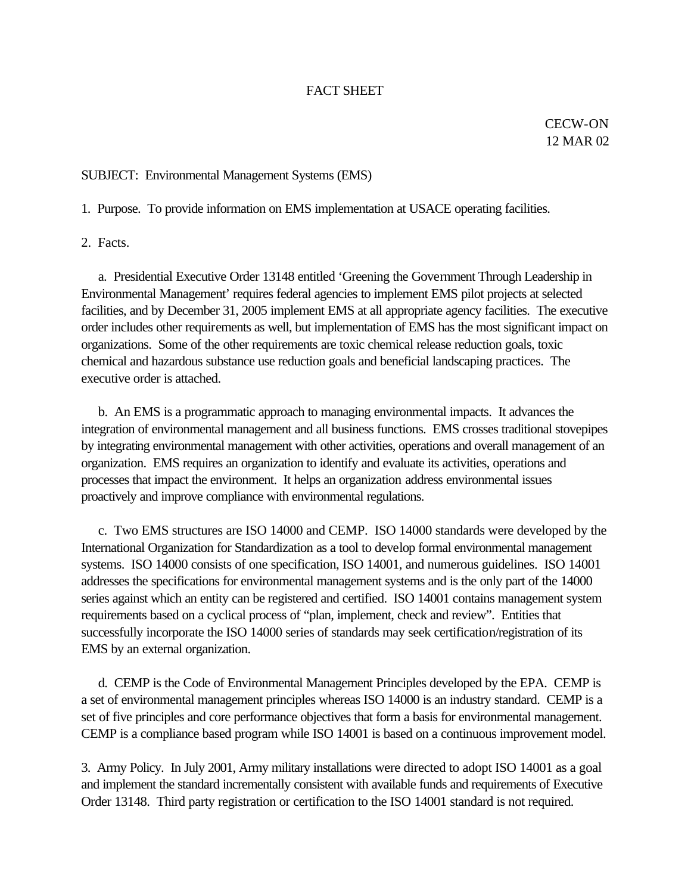# FACT SHEET

CECW-ON
12 MAR 02

SUBJECT: Environmental Management Systems (EMS)

1. Purpose. To provide information on EMS implementation at USACE operating facilities.

2. Facts.

a. Presidential Executive Order 13148 entitled 'Greening the Government Through Leadership in Environmental Management' requires federal agencies to implement EMS pilot projects at selected facilities, and by December 31, 2005 implement EMS at all appropriate agency facilities. The executive order includes other requirements as well, but implementation of EMS has the most significant impact on organizations. Some of the other requirements are toxic chemical release reduction goals, toxic chemical and hazardous substance use reduction goals and beneficial landscaping practices. The executive order is attached.

b. An EMS is a programmatic approach to managing environmental impacts. It advances the integration of environmental management and all business functions. EMS crosses traditional stovepipes by integrating environmental management with other activities, operations and overall management of an organization. EMS requires an organization to identify and evaluate its activities, operations and processes that impact the environment. It helps an organization address environmental issues proactively and improve compliance with environmental regulations.

c. Two EMS structures are ISO 14000 and CEMP. ISO 14000 standards were developed by the International Organization for Standardization as a tool to develop formal environmental management systems. ISO 14000 consists of one specification, ISO 14001, and numerous guidelines. ISO 14001 addresses the specifications for environmental management systems and is the only part of the 14000 series against which an entity can be registered and certified. ISO 14001 contains management system requirements based on a cyclical process of "plan, implement, check and review". Entities that successfully incorporate the ISO 14000 series of standards may seek certification/registration of its EMS by an external organization.

d. CEMP is the Code of Environmental Management Principles developed by the EPA. CEMP is a set of environmental management principles whereas ISO 14000 is an industry standard. CEMP is a set of five principles and core performance objectives that form a basis for environmental management. CEMP is a compliance based program while ISO 14001 is based on a continuous improvement model.

3. Army Policy. In July 2001, Army military installations were directed to adopt ISO 14001 as a goal and implement the standard incrementally consistent with available funds and requirements of Executive Order 13148. Third party registration or certification to the ISO 14001 standard is not required.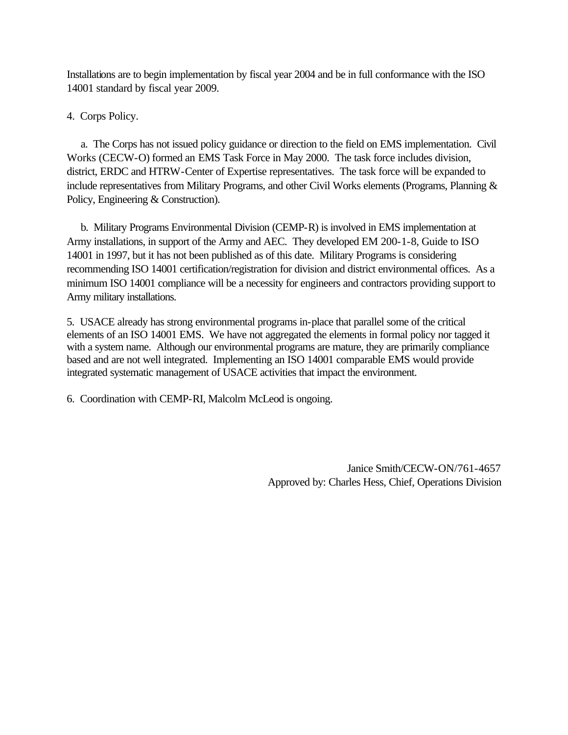Installations are to begin implementation by fiscal year 2004 and be in full conformance with the ISO 14001 standard by fiscal year 2009.

4. Corps Policy.

a. The Corps has not issued policy guidance or direction to the field on EMS implementation. Civil Works (CECW-O) formed an EMS Task Force in May 2000. The task force includes division, district, ERDC and HTRW-Center of Expertise representatives. The task force will be expanded to include representatives from Military Programs, and other Civil Works elements (Programs, Planning & Policy, Engineering & Construction).

b. Military Programs Environmental Division (CEMP-R) is involved in EMS implementation at Army installations, in support of the Army and AEC. They developed EM 200-1-8, Guide to ISO 14001 in 1997, but it has not been published as of this date. Military Programs is considering recommending ISO 14001 certification/registration for division and district environmental offices. As a minimum ISO 14001 compliance will be a necessity for engineers and contractors providing support to Army military installations.

5. USACE already has strong environmental programs in-place that parallel some of the critical elements of an ISO 14001 EMS. We have not aggregated the elements in formal policy nor tagged it with a system name. Although our environmental programs are mature, they are primarily compliance based and are not well integrated. Implementing an ISO 14001 comparable EMS would provide integrated systematic management of USACE activities that impact the environment.

6. Coordination with CEMP-RI, Malcolm McLeod is ongoing.

Janice Smith/CECW-ON/761-4657
Approved by: Charles Hess, Chief, Operations Division